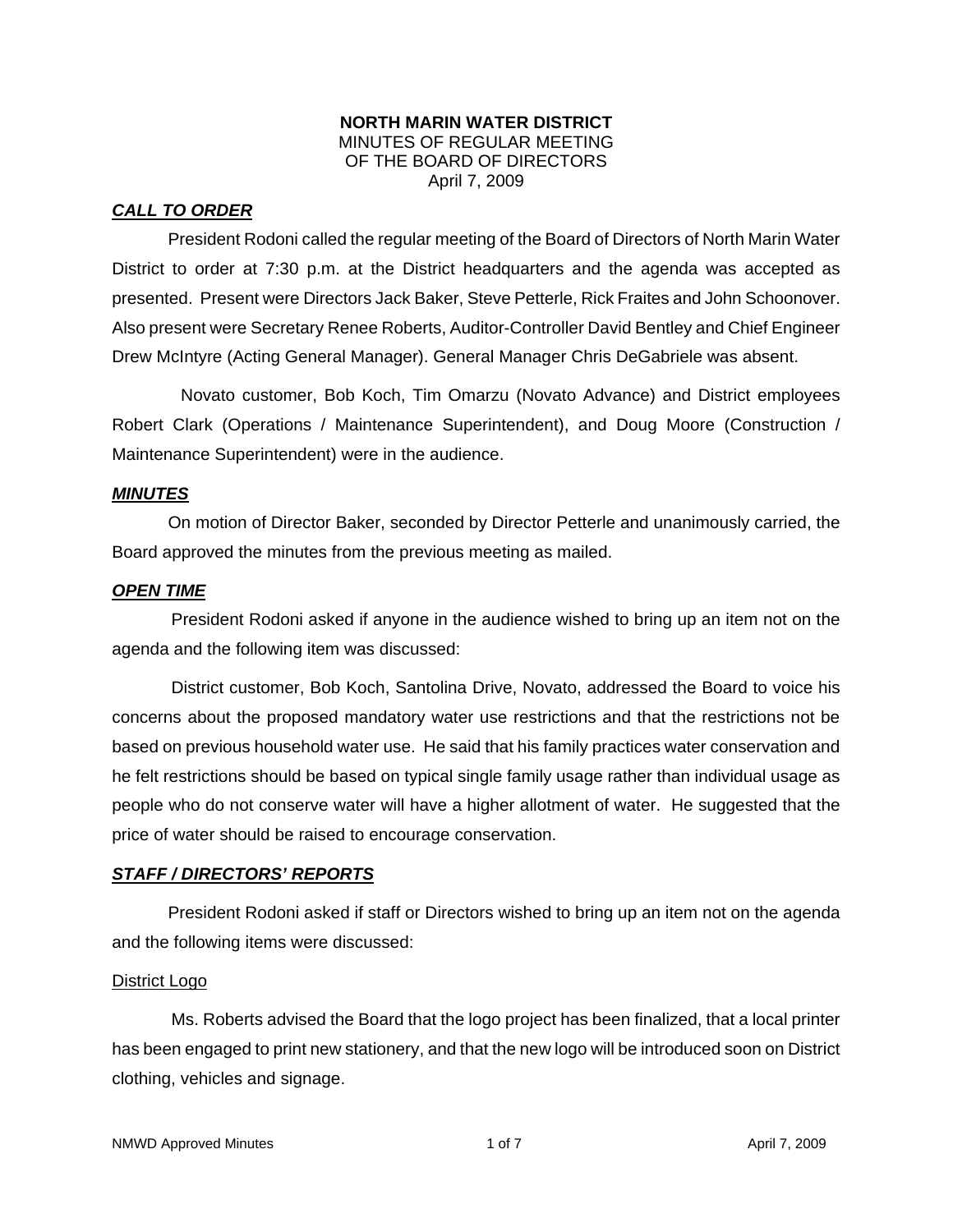**NORTH MARIN WATER DISTRICT**
MINUTES OF REGULAR MEETING
OF THE BOARD OF DIRECTORS
April 7, 2009

## ***CALL TO ORDER***

President Rodoni called the regular meeting of the Board of Directors of North Marin Water District to order at 7:30 p.m. at the District headquarters and the agenda was accepted as presented. Present were Directors Jack Baker, Steve Petterle, Rick Fraites and John Schoonover. Also present were Secretary Renee Roberts, Auditor-Controller David Bentley and Chief Engineer Drew McIntyre (Acting General Manager). General Manager Chris DeGabriele was absent.

Novato customer, Bob Koch, Tim Omarzu (Novato Advance) and District employees Robert Clark (Operations / Maintenance Superintendent), and Doug Moore (Construction / Maintenance Superintendent) were in the audience.

## ***MINUTES***

On motion of Director Baker, seconded by Director Petterle and unanimously carried, the Board approved the minutes from the previous meeting as mailed.

## ***OPEN TIME***

President Rodoni asked if anyone in the audience wished to bring up an item not on the agenda and the following item was discussed:

District customer, Bob Koch, Santolina Drive, Novato, addressed the Board to voice his concerns about the proposed mandatory water use restrictions and that the restrictions not be based on previous household water use. He said that his family practices water conservation and he felt restrictions should be based on typical single family usage rather than individual usage as people who do not conserve water will have a higher allotment of water. He suggested that the price of water should be raised to encourage conservation.

## ***STAFF / DIRECTORS' REPORTS***

President Rodoni asked if staff or Directors wished to bring up an item not on the agenda and the following items were discussed:

### District Logo

Ms. Roberts advised the Board that the logo project has been finalized, that a local printer has been engaged to print new stationery, and that the new logo will be introduced soon on District clothing, vehicles and signage.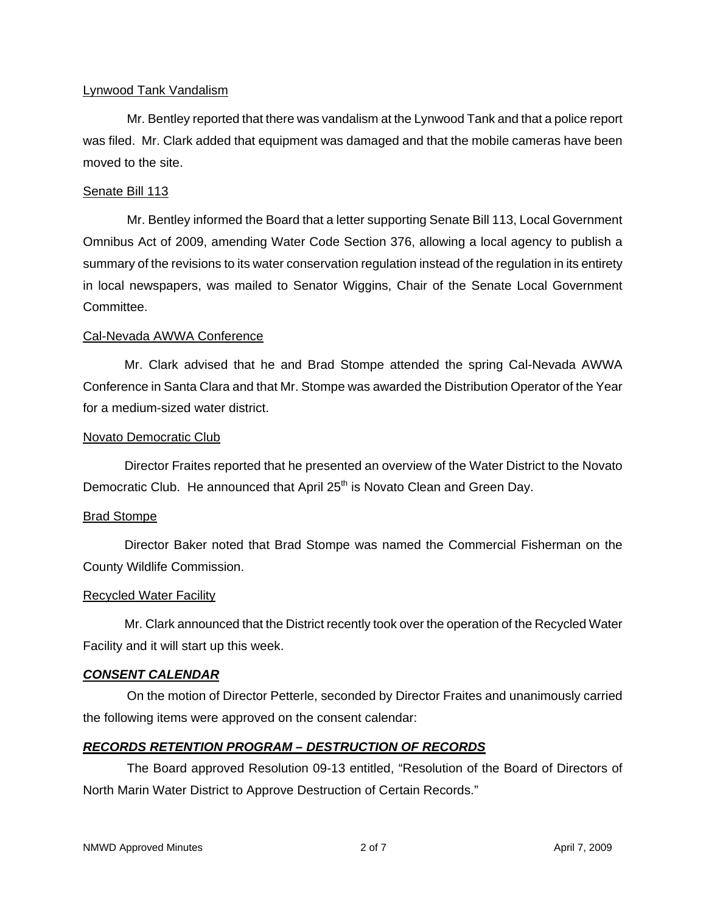Lynwood Tank Vandalism

Mr. Bentley reported that there was vandalism at the Lynwood Tank and that a police report was filed. Mr. Clark added that equipment was damaged and that the mobile cameras have been moved to the site.

Senate Bill 113

Mr. Bentley informed the Board that a letter supporting Senate Bill 113, Local Government Omnibus Act of 2009, amending Water Code Section 376, allowing a local agency to publish a summary of the revisions to its water conservation regulation instead of the regulation in its entirety in local newspapers, was mailed to Senator Wiggins, Chair of the Senate Local Government Committee.

Cal-Nevada AWWA Conference

Mr. Clark advised that he and Brad Stompe attended the spring Cal-Nevada AWWA Conference in Santa Clara and that Mr. Stompe was awarded the Distribution Operator of the Year for a medium-sized water district.

Novato Democratic Club

Director Fraites reported that he presented an overview of the Water District to the Novato Democratic Club. He announced that April 25th is Novato Clean and Green Day.

Brad Stompe

Director Baker noted that Brad Stompe was named the Commercial Fisherman on the County Wildlife Commission.

Recycled Water Facility

Mr. Clark announced that the District recently took over the operation of the Recycled Water Facility and it will start up this week.

***CONSENT CALENDAR***

On the motion of Director Petterle, seconded by Director Fraites and unanimously carried the following items were approved on the consent calendar:

***RECORDS RETENTION PROGRAM – DESTRUCTION OF RECORDS***

The Board approved Resolution 09-13 entitled, "Resolution of the Board of Directors of North Marin Water District to Approve Destruction of Certain Records."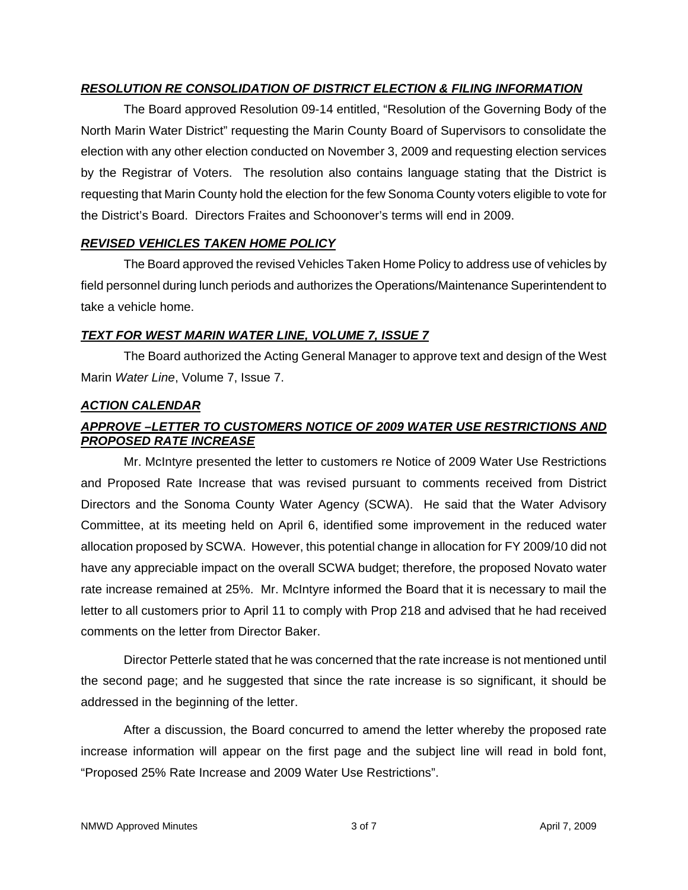### ***RESOLUTION RE CONSOLIDATION OF DISTRICT ELECTION & FILING INFORMATION***

The Board approved Resolution 09-14 entitled, "Resolution of the Governing Body of the North Marin Water District" requesting the Marin County Board of Supervisors to consolidate the election with any other election conducted on November 3, 2009 and requesting election services by the Registrar of Voters. The resolution also contains language stating that the District is requesting that Marin County hold the election for the few Sonoma County voters eligible to vote for the District's Board. Directors Fraites and Schoonover's terms will end in 2009.

### ***REVISED VEHICLES TAKEN HOME POLICY***

The Board approved the revised Vehicles Taken Home Policy to address use of vehicles by field personnel during lunch periods and authorizes the Operations/Maintenance Superintendent to take a vehicle home.

### ***TEXT FOR WEST MARIN WATER LINE, VOLUME 7, ISSUE 7***

The Board authorized the Acting General Manager to approve text and design of the West Marin *Water Line*, Volume 7, Issue 7.

### ***ACTION CALENDAR***

### ***APPROVE –LETTER TO CUSTOMERS NOTICE OF 2009 WATER USE RESTRICTIONS AND PROPOSED RATE INCREASE***

Mr. McIntyre presented the letter to customers re Notice of 2009 Water Use Restrictions and Proposed Rate Increase that was revised pursuant to comments received from District Directors and the Sonoma County Water Agency (SCWA). He said that the Water Advisory Committee, at its meeting held on April 6, identified some improvement in the reduced water allocation proposed by SCWA. However, this potential change in allocation for FY 2009/10 did not have any appreciable impact on the overall SCWA budget; therefore, the proposed Novato water rate increase remained at 25%. Mr. McIntyre informed the Board that it is necessary to mail the letter to all customers prior to April 11 to comply with Prop 218 and advised that he had received comments on the letter from Director Baker.

Director Petterle stated that he was concerned that the rate increase is not mentioned until the second page; and he suggested that since the rate increase is so significant, it should be addressed in the beginning of the letter.

After a discussion, the Board concurred to amend the letter whereby the proposed rate increase information will appear on the first page and the subject line will read in bold font, "Proposed 25% Rate Increase and 2009 Water Use Restrictions".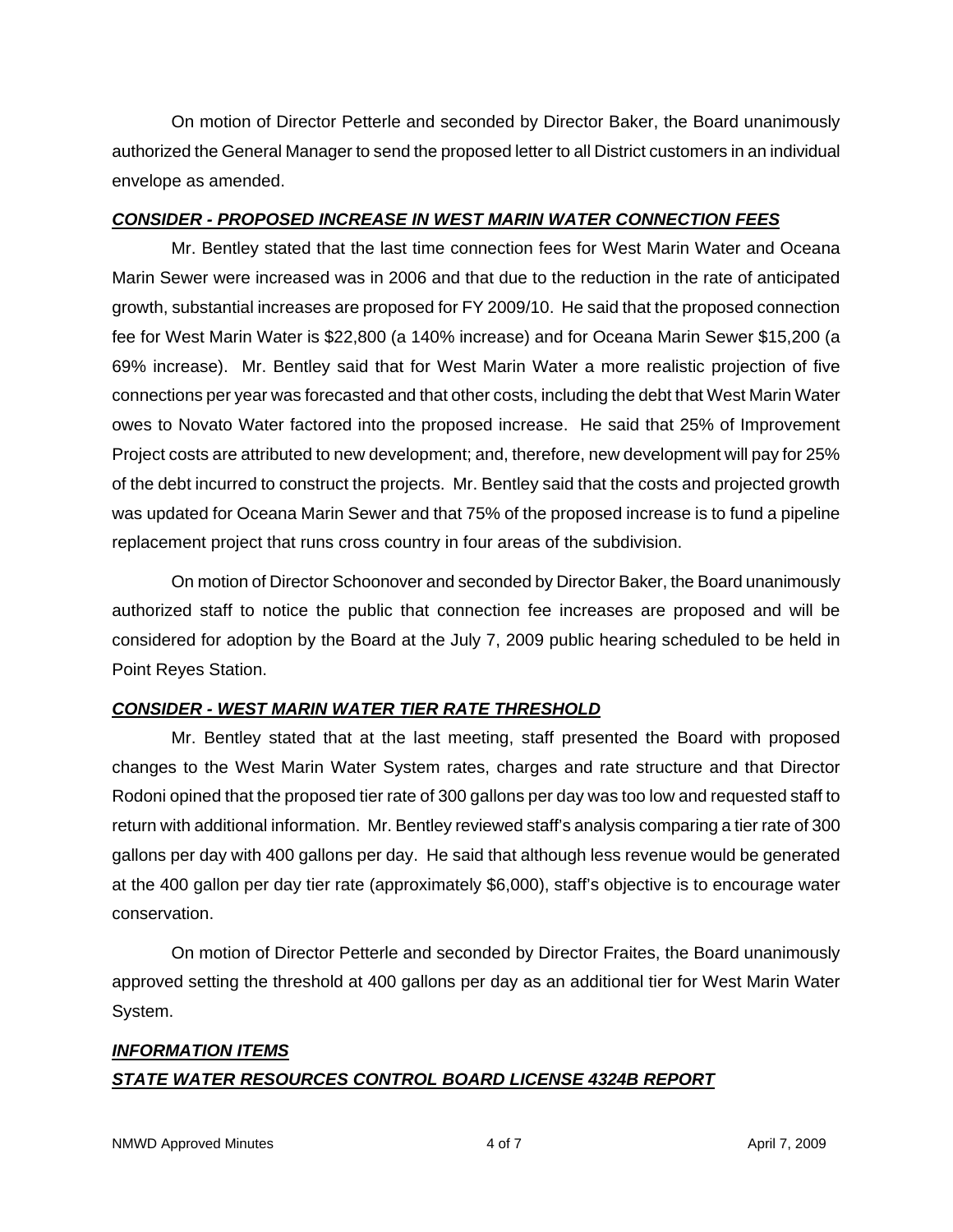On motion of Director Petterle and seconded by Director Baker, the Board unanimously authorized the General Manager to send the proposed letter to all District customers in an individual envelope as amended.

***CONSIDER - PROPOSED INCREASE IN WEST MARIN WATER CONNECTION FEES***

Mr. Bentley stated that the last time connection fees for West Marin Water and Oceana Marin Sewer were increased was in 2006 and that due to the reduction in the rate of anticipated growth, substantial increases are proposed for FY 2009/10. He said that the proposed connection fee for West Marin Water is $22,800 (a 140% increase) and for Oceana Marin Sewer $15,200 (a 69% increase). Mr. Bentley said that for West Marin Water a more realistic projection of five connections per year was forecasted and that other costs, including the debt that West Marin Water owes to Novato Water factored into the proposed increase. He said that 25% of Improvement Project costs are attributed to new development; and, therefore, new development will pay for 25% of the debt incurred to construct the projects. Mr. Bentley said that the costs and projected growth was updated for Oceana Marin Sewer and that 75% of the proposed increase is to fund a pipeline replacement project that runs cross country in four areas of the subdivision.

On motion of Director Schoonover and seconded by Director Baker, the Board unanimously authorized staff to notice the public that connection fee increases are proposed and will be considered for adoption by the Board at the July 7, 2009 public hearing scheduled to be held in Point Reyes Station.

***CONSIDER - WEST MARIN WATER TIER RATE THRESHOLD***

Mr. Bentley stated that at the last meeting, staff presented the Board with proposed changes to the West Marin Water System rates, charges and rate structure and that Director Rodoni opined that the proposed tier rate of 300 gallons per day was too low and requested staff to return with additional information. Mr. Bentley reviewed staff's analysis comparing a tier rate of 300 gallons per day with 400 gallons per day. He said that although less revenue would be generated at the 400 gallon per day tier rate (approximately $6,000), staff's objective is to encourage water conservation.

On motion of Director Petterle and seconded by Director Fraites, the Board unanimously approved setting the threshold at 400 gallons per day as an additional tier for West Marin Water System.

***INFORMATION ITEMS***

***STATE WATER RESOURCES CONTROL BOARD LICENSE 4324B REPORT***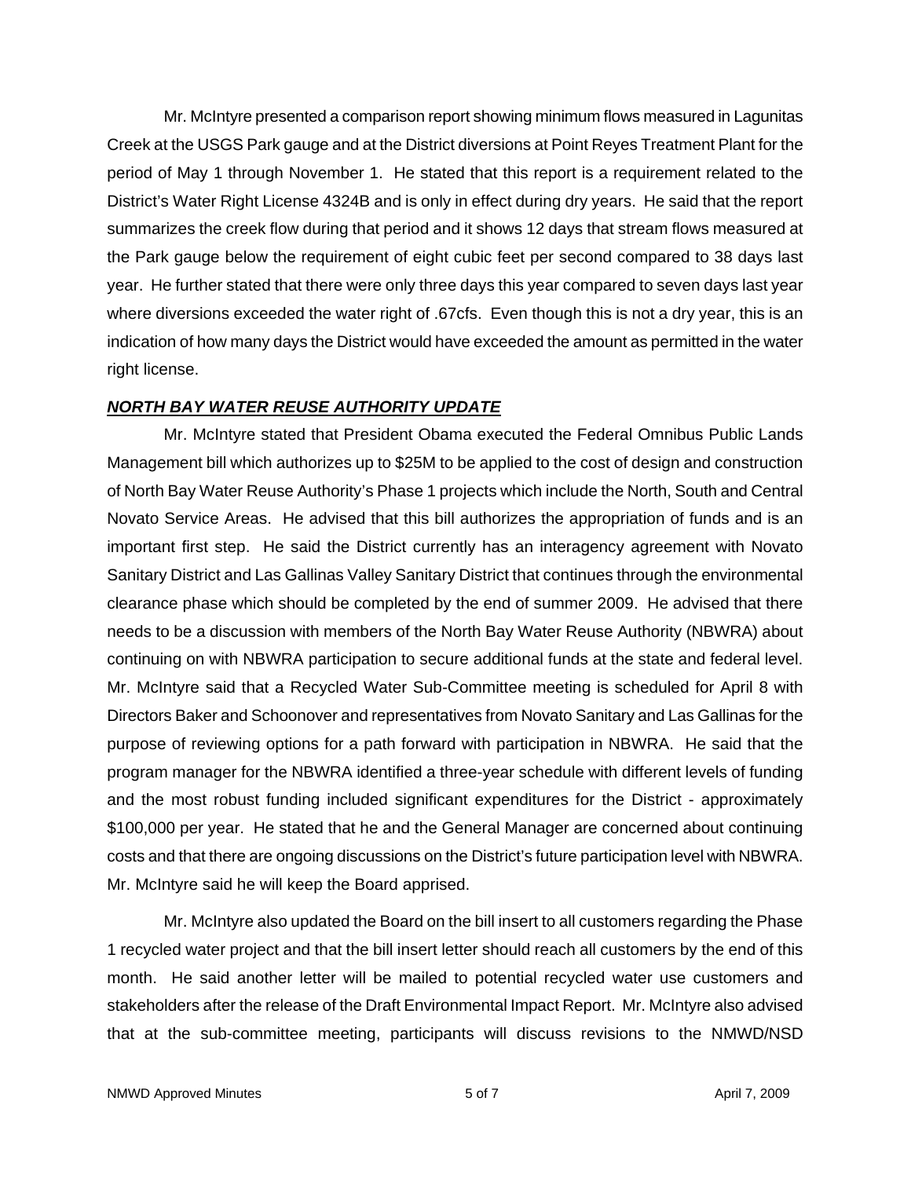Mr. McIntyre presented a comparison report showing minimum flows measured in Lagunitas Creek at the USGS Park gauge and at the District diversions at Point Reyes Treatment Plant for the period of May 1 through November 1. He stated that this report is a requirement related to the District's Water Right License 4324B and is only in effect during dry years. He said that the report summarizes the creek flow during that period and it shows 12 days that stream flows measured at the Park gauge below the requirement of eight cubic feet per second compared to 38 days last year. He further stated that there were only three days this year compared to seven days last year where diversions exceeded the water right of .67cfs. Even though this is not a dry year, this is an indication of how many days the District would have exceeded the amount as permitted in the water right license.

***NORTH BAY WATER REUSE AUTHORITY UPDATE***

Mr. McIntyre stated that President Obama executed the Federal Omnibus Public Lands Management bill which authorizes up to $25M to be applied to the cost of design and construction of North Bay Water Reuse Authority's Phase 1 projects which include the North, South and Central Novato Service Areas. He advised that this bill authorizes the appropriation of funds and is an important first step. He said the District currently has an interagency agreement with Novato Sanitary District and Las Gallinas Valley Sanitary District that continues through the environmental clearance phase which should be completed by the end of summer 2009. He advised that there needs to be a discussion with members of the North Bay Water Reuse Authority (NBWRA) about continuing on with NBWRA participation to secure additional funds at the state and federal level. Mr. McIntyre said that a Recycled Water Sub-Committee meeting is scheduled for April 8 with Directors Baker and Schoonover and representatives from Novato Sanitary and Las Gallinas for the purpose of reviewing options for a path forward with participation in NBWRA. He said that the program manager for the NBWRA identified a three-year schedule with different levels of funding and the most robust funding included significant expenditures for the District - approximately $100,000 per year. He stated that he and the General Manager are concerned about continuing costs and that there are ongoing discussions on the District's future participation level with NBWRA. Mr. McIntyre said he will keep the Board apprised.

Mr. McIntyre also updated the Board on the bill insert to all customers regarding the Phase 1 recycled water project and that the bill insert letter should reach all customers by the end of this month. He said another letter will be mailed to potential recycled water use customers and stakeholders after the release of the Draft Environmental Impact Report. Mr. McIntyre also advised that at the sub-committee meeting, participants will discuss revisions to the NMWD/NSD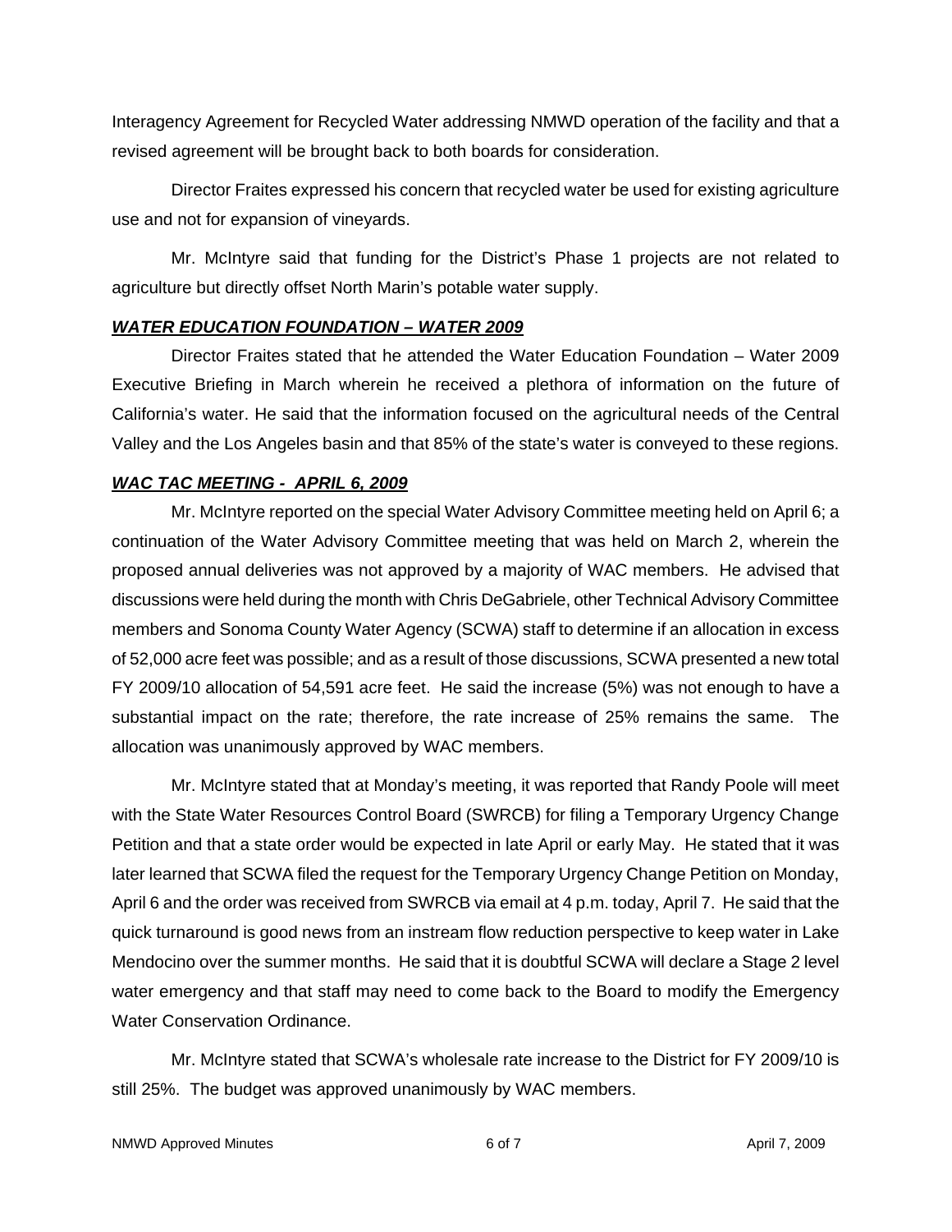Interagency Agreement for Recycled Water addressing NMWD operation of the facility and that a revised agreement will be brought back to both boards for consideration.

Director Fraites expressed his concern that recycled water be used for existing agriculture use and not for expansion of vineyards.

Mr. McIntyre said that funding for the District's Phase 1 projects are not related to agriculture but directly offset North Marin's potable water supply.

***WATER EDUCATION FOUNDATION – WATER 2009***

Director Fraites stated that he attended the Water Education Foundation – Water 2009 Executive Briefing in March wherein he received a plethora of information on the future of California's water. He said that the information focused on the agricultural needs of the Central Valley and the Los Angeles basin and that 85% of the state's water is conveyed to these regions.

***WAC TAC MEETING - APRIL 6, 2009***

Mr. McIntyre reported on the special Water Advisory Committee meeting held on April 6; a continuation of the Water Advisory Committee meeting that was held on March 2, wherein the proposed annual deliveries was not approved by a majority of WAC members. He advised that discussions were held during the month with Chris DeGabriele, other Technical Advisory Committee members and Sonoma County Water Agency (SCWA) staff to determine if an allocation in excess of 52,000 acre feet was possible; and as a result of those discussions, SCWA presented a new total FY 2009/10 allocation of 54,591 acre feet. He said the increase (5%) was not enough to have a substantial impact on the rate; therefore, the rate increase of 25% remains the same. The allocation was unanimously approved by WAC members.

Mr. McIntyre stated that at Monday's meeting, it was reported that Randy Poole will meet with the State Water Resources Control Board (SWRCB) for filing a Temporary Urgency Change Petition and that a state order would be expected in late April or early May. He stated that it was later learned that SCWA filed the request for the Temporary Urgency Change Petition on Monday, April 6 and the order was received from SWRCB via email at 4 p.m. today, April 7. He said that the quick turnaround is good news from an instream flow reduction perspective to keep water in Lake Mendocino over the summer months. He said that it is doubtful SCWA will declare a Stage 2 level water emergency and that staff may need to come back to the Board to modify the Emergency Water Conservation Ordinance.

Mr. McIntyre stated that SCWA's wholesale rate increase to the District for FY 2009/10 is still 25%. The budget was approved unanimously by WAC members.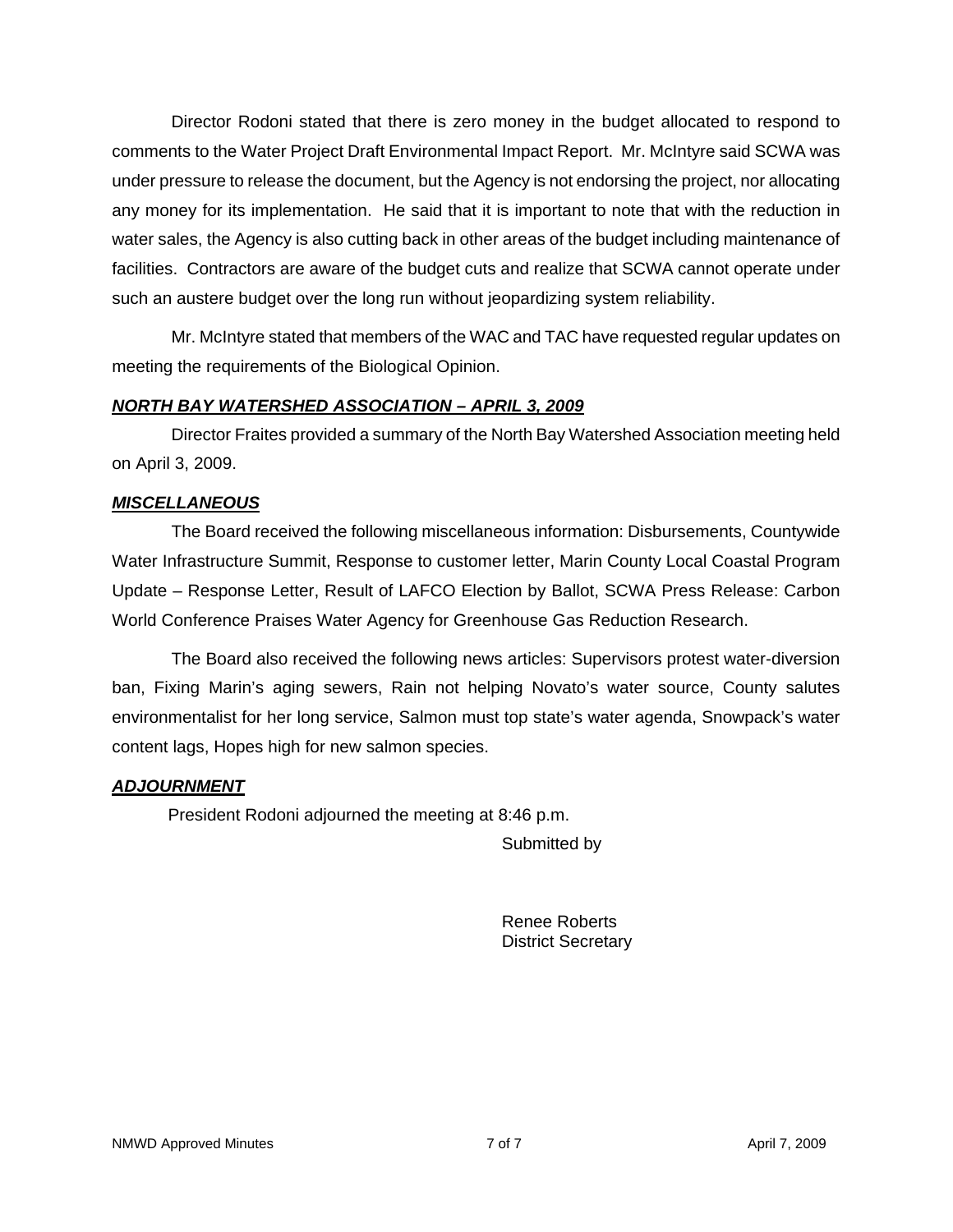Director Rodoni stated that there is zero money in the budget allocated to respond to comments to the Water Project Draft Environmental Impact Report. Mr. McIntyre said SCWA was under pressure to release the document, but the Agency is not endorsing the project, nor allocating any money for its implementation. He said that it is important to note that with the reduction in water sales, the Agency is also cutting back in other areas of the budget including maintenance of facilities. Contractors are aware of the budget cuts and realize that SCWA cannot operate under such an austere budget over the long run without jeopardizing system reliability.

Mr. McIntyre stated that members of the WAC and TAC have requested regular updates on meeting the requirements of the Biological Opinion.

***NORTH BAY WATERSHED ASSOCIATION – APRIL 3, 2009***

Director Fraites provided a summary of the North Bay Watershed Association meeting held on April 3, 2009.

***MISCELLANEOUS***

The Board received the following miscellaneous information: Disbursements, Countywide Water Infrastructure Summit, Response to customer letter, Marin County Local Coastal Program Update – Response Letter, Result of LAFCO Election by Ballot, SCWA Press Release: Carbon World Conference Praises Water Agency for Greenhouse Gas Reduction Research.

The Board also received the following news articles: Supervisors protest water-diversion ban, Fixing Marin's aging sewers, Rain not helping Novato's water source, County salutes environmentalist for her long service, Salmon must top state's water agenda, Snowpack's water content lags, Hopes high for new salmon species.

***ADJOURNMENT***

President Rodoni adjourned the meeting at 8:46 p.m.

Submitted by

Renee Roberts
District Secretary